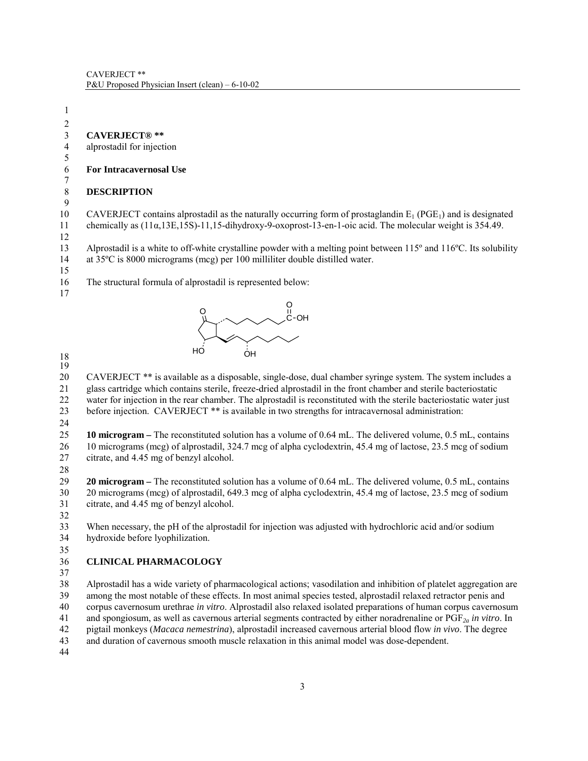# CAVERJECT® **

alprostadil for injection

**For Intracavernosal Use**

## DESCRIPTION

CAVERJECT contains alprostadil as the naturally occurring form of prostaglandin $E_1$ ($PGE_1$) and is designated chemically as (11α,13E,15S)-11,15-dihydroxy-9-oxoprost-13-en-1-oic acid. The molecular weight is 354.49.

Alprostadil is a white to off-white crystalline powder with a melting point between 115º and 116ºC. Its solubility at 35ºC is 8000 micrograms (mcg) per 100 milliliter double distilled water.

The structural formula of alprostadil is represented below:

CAVERJECT ** is available as a disposable, single-dose, dual chamber syringe system. The system includes a glass cartridge which contains sterile, freeze-dried alprostadil in the front chamber and sterile bacteriostatic water for injection in the rear chamber. The alprostadil is reconstituted with the sterile bacteriostatic water just before injection. CAVERJECT ** is available in two strengths for intracavernosal administration:

**10 microgram –** The reconstituted solution has a volume of 0.64 mL. The delivered volume, 0.5 mL, contains 10 micrograms (mcg) of alprostadil, 324.7 mcg of alpha cyclodextrin, 45.4 mg of lactose, 23.5 mcg of sodium citrate, and 4.45 mg of benzyl alcohol.

**20 microgram –** The reconstituted solution has a volume of 0.64 mL. The delivered volume, 0.5 mL, contains 20 micrograms (mcg) of alprostadil, 649.3 mcg of alpha cyclodextrin, 45.4 mg of lactose, 23.5 mcg of sodium citrate, and 4.45 mg of benzyl alcohol.

When necessary, the pH of the alprostadil for injection was adjusted with hydrochloric acid and/or sodium hydroxide before lyophilization.

## CLINICAL PHARMACOLOGY

Alprostadil has a wide variety of pharmacological actions; vasodilation and inhibition of platelet aggregation are among the most notable of these effects. In most animal species tested, alprostadil relaxed retractor penis and corpus cavernosum urethrae *in vitro*. Alprostadil also relaxed isolated preparations of human corpus cavernosum and spongiosum, as well as cavernous arterial segments contracted by either noradrenaline or $PGF_{2a}$ *in vitro*. In pigtail monkeys (*Macaca nemestrina*), alprostadil increased cavernous arterial blood flow *in vivo*. The degree and duration of cavernous smooth muscle relaxation in this animal model was dose-dependent.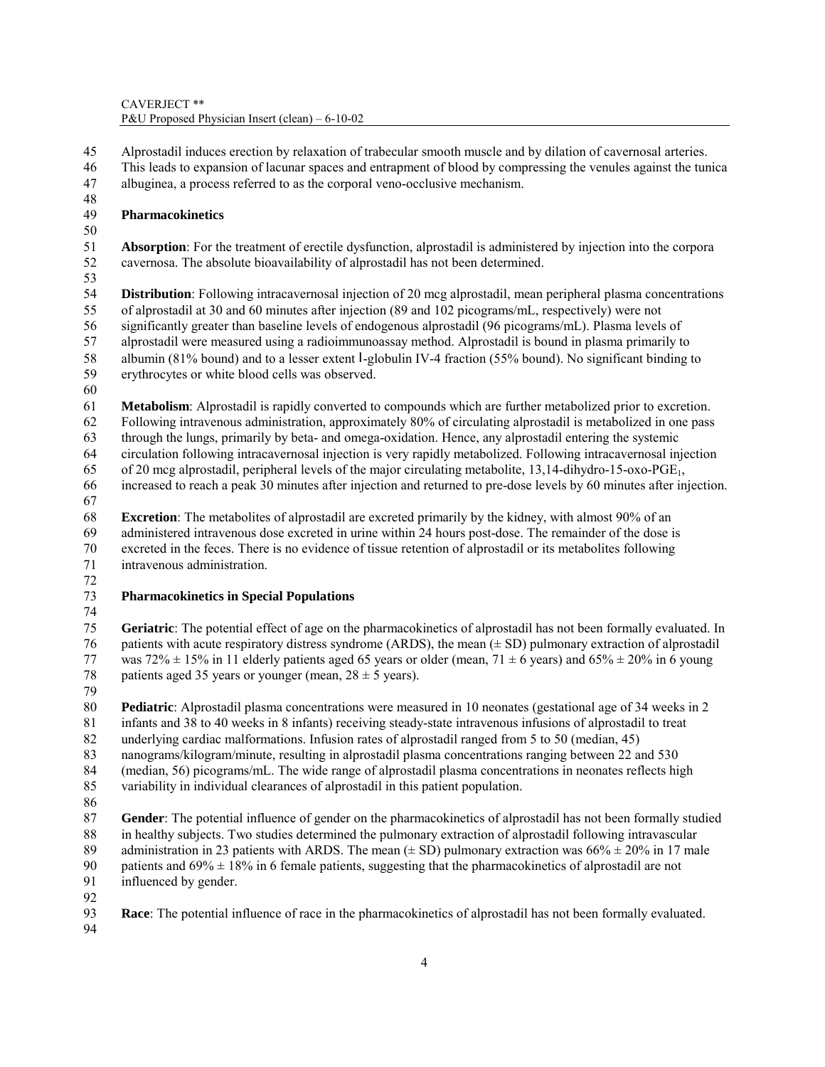Alprostadil induces erection by relaxation of trabecular smooth muscle and by dilation of cavernosal arteries. This leads to expansion of lacunar spaces and entrapment of blood by compressing the venules against the tunica albuginea, a process referred to as the corporal veno-occlusive mechanism.

## Pharmacokinetics

**Absorption**: For the treatment of erectile dysfunction, alprostadil is administered by injection into the corpora cavernosa. The absolute bioavailability of alprostadil has not been determined.

**Distribution**: Following intracavernosal injection of 20 mcg alprostadil, mean peripheral plasma concentrations of alprostadil at 30 and 60 minutes after injection (89 and 102 picograms/mL, respectively) were not significantly greater than baseline levels of endogenous alprostadil (96 picograms/mL). Plasma levels of alprostadil were measured using a radioimmunoassay method. Alprostadil is bound in plasma primarily to albumin (81% bound) and to a lesser extent I-globulin IV-4 fraction (55% bound). No significant binding to erythrocytes or white blood cells was observed.

**Metabolism**: Alprostadil is rapidly converted to compounds which are further metabolized prior to excretion. Following intravenous administration, approximately 80% of circulating alprostadil is metabolized in one pass through the lungs, primarily by beta- and omega-oxidation. Hence, any alprostadil entering the systemic circulation following intracavernosal injection is very rapidly metabolized. Following intracavernosal injection of 20 mcg alprostadil, peripheral levels of the major circulating metabolite, 13,14-dihydro-15-oxo-$PGE_1$, increased to reach a peak 30 minutes after injection and returned to pre-dose levels by 60 minutes after injection.

**Excretion**: The metabolites of alprostadil are excreted primarily by the kidney, with almost 90% of an administered intravenous dose excreted in urine within 24 hours post-dose. The remainder of the dose is excreted in the feces. There is no evidence of tissue retention of alprostadil or its metabolites following intravenous administration.

## Pharmacokinetics in Special Populations

**Geriatric**: The potential effect of age on the pharmacokinetics of alprostadil has not been formally evaluated. In patients with acute respiratory distress syndrome (ARDS), the mean (± SD) pulmonary extraction of alprostadil was 72% ± 15% in 11 elderly patients aged 65 years or older (mean, 71 ± 6 years) and 65% ± 20% in 6 young patients aged 35 years or younger (mean, 28 ± 5 years).

**Pediatric**: Alprostadil plasma concentrations were measured in 10 neonates (gestational age of 34 weeks in 2 infants and 38 to 40 weeks in 8 infants) receiving steady-state intravenous infusions of alprostadil to treat underlying cardiac malformations. Infusion rates of alprostadil ranged from 5 to 50 (median, 45) nanograms/kilogram/minute, resulting in alprostadil plasma concentrations ranging between 22 and 530 (median, 56) picograms/mL. The wide range of alprostadil plasma concentrations in neonates reflects high variability in individual clearances of alprostadil in this patient population.

**Gender**: The potential influence of gender on the pharmacokinetics of alprostadil has not been formally studied in healthy subjects. Two studies determined the pulmonary extraction of alprostadil following intravascular administration in 23 patients with ARDS. The mean (± SD) pulmonary extraction was 66% ± 20% in 17 male patients and 69% ± 18% in 6 female patients, suggesting that the pharmacokinetics of alprostadil are not influenced by gender.

**Race**: The potential influence of race in the pharmacokinetics of alprostadil has not been formally evaluated.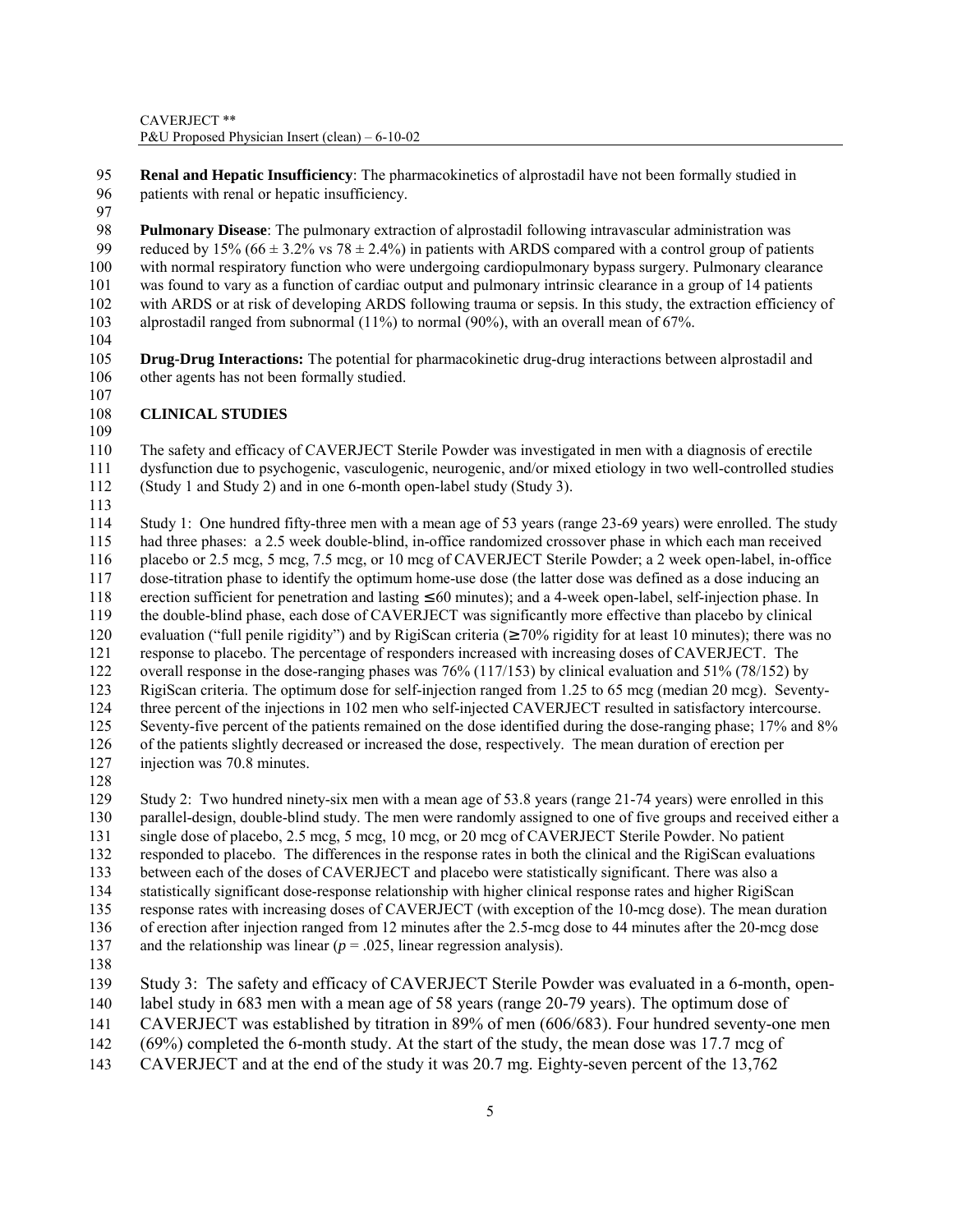**Renal and Hepatic Insufficiency**: The pharmacokinetics of alprostadil have not been formally studied in patients with renal or hepatic insufficiency.

**Pulmonary Disease**: The pulmonary extraction of alprostadil following intravascular administration was reduced by 15% (66 ± 3.2% vs 78 ± 2.4%) in patients with ARDS compared with a control group of patients with normal respiratory function who were undergoing cardiopulmonary bypass surgery. Pulmonary clearance was found to vary as a function of cardiac output and pulmonary intrinsic clearance in a group of 14 patients with ARDS or at risk of developing ARDS following trauma or sepsis. In this study, the extraction efficiency of alprostadil ranged from subnormal (11%) to normal (90%), with an overall mean of 67%.

**Drug-Drug Interactions:** The potential for pharmacokinetic drug-drug interactions between alprostadil and other agents has not been formally studied.

## CLINICAL STUDIES

The safety and efficacy of CAVERJECT Sterile Powder was investigated in men with a diagnosis of erectile dysfunction due to psychogenic, vasculogenic, neurogenic, and/or mixed etiology in two well-controlled studies (Study 1 and Study 2) and in one 6-month open-label study (Study 3).

Study 1: One hundred fifty-three men with a mean age of 53 years (range 23-69 years) were enrolled. The study had three phases: a 2.5 week double-blind, in-office randomized crossover phase in which each man received placebo or 2.5 mcg, 5 mcg, 7.5 mcg, or 10 mcg of CAVERJECT Sterile Powder; a 2 week open-label, in-office dose-titration phase to identify the optimum home-use dose (the latter dose was defined as a dose inducing an erection sufficient for penetration and lasting ≤60 minutes); and a 4-week open-label, self-injection phase. In the double-blind phase, each dose of CAVERJECT was significantly more effective than placebo by clinical evaluation ("full penile rigidity") and by RigiScan criteria (≥70% rigidity for at least 10 minutes); there was no response to placebo. The percentage of responders increased with increasing doses of CAVERJECT. The overall response in the dose-ranging phases was 76% (117/153) by clinical evaluation and 51% (78/152) by RigiScan criteria. The optimum dose for self-injection ranged from 1.25 to 65 mcg (median 20 mcg). Seventy-three percent of the injections in 102 men who self-injected CAVERJECT resulted in satisfactory intercourse. Seventy-five percent of the patients remained on the dose identified during the dose-ranging phase; 17% and 8% of the patients slightly decreased or increased the dose, respectively. The mean duration of erection per injection was 70.8 minutes.

Study 2: Two hundred ninety-six men with a mean age of 53.8 years (range 21-74 years) were enrolled in this parallel-design, double-blind study. The men were randomly assigned to one of five groups and received either a single dose of placebo, 2.5 mcg, 5 mcg, 10 mcg, or 20 mcg of CAVERJECT Sterile Powder. No patient responded to placebo. The differences in the response rates in both the clinical and the RigiScan evaluations between each of the doses of CAVERJECT and placebo were statistically significant. There was also a statistically significant dose-response relationship with higher clinical response rates and higher RigiScan response rates with increasing doses of CAVERJECT (with exception of the 10-mcg dose). The mean duration of erection after injection ranged from 12 minutes after the 2.5-mcg dose to 44 minutes after the 20-mcg dose and the relationship was linear ($p$ = .025, linear regression analysis).

Study 3: The safety and efficacy of CAVERJECT Sterile Powder was evaluated in a 6-month, open-label study in 683 men with a mean age of 58 years (range 20-79 years). The optimum dose of CAVERJECT was established by titration in 89% of men (606/683). Four hundred seventy-one men (69%) completed the 6-month study. At the start of the study, the mean dose was 17.7 mcg of CAVERJECT and at the end of the study it was 20.7 mg. Eighty-seven percent of the 13,762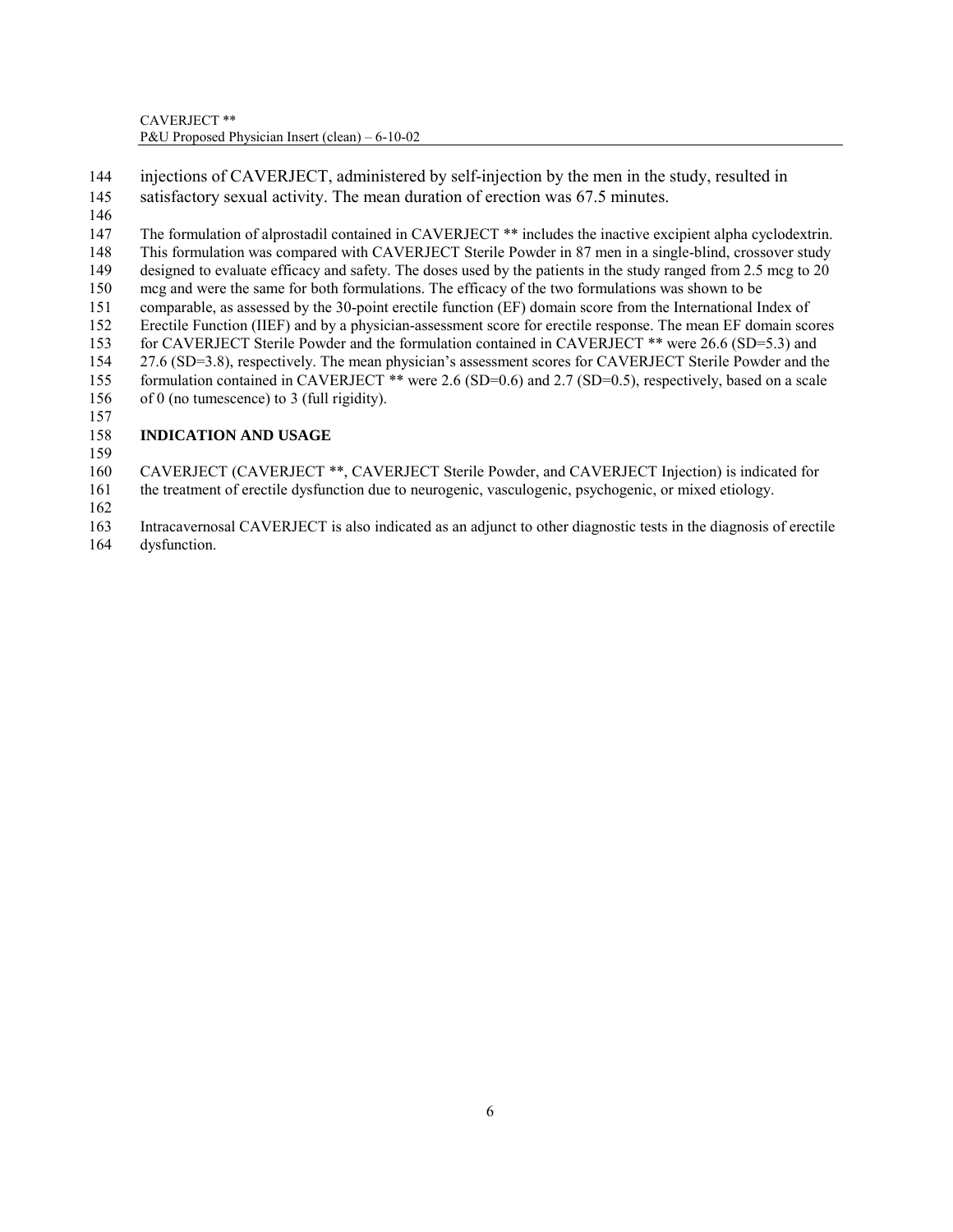injections of CAVERJECT, administered by self-injection by the men in the study, resulted in satisfactory sexual activity. The mean duration of erection was 67.5 minutes.

The formulation of alprostadil contained in CAVERJECT ** includes the inactive excipient alpha cyclodextrin. This formulation was compared with CAVERJECT Sterile Powder in 87 men in a single-blind, crossover study designed to evaluate efficacy and safety. The doses used by the patients in the study ranged from 2.5 mcg to 20 mcg and were the same for both formulations. The efficacy of the two formulations was shown to be comparable, as assessed by the 30-point erectile function (EF) domain score from the International Index of Erectile Function (IIEF) and by a physician-assessment score for erectile response. The mean EF domain scores for CAVERJECT Sterile Powder and the formulation contained in CAVERJECT ** were 26.6 (SD=5.3) and 27.6 (SD=3.8), respectively. The mean physician's assessment scores for CAVERJECT Sterile Powder and the formulation contained in CAVERJECT ** were 2.6 (SD=0.6) and 2.7 (SD=0.5), respectively, based on a scale of 0 (no tumescence) to 3 (full rigidity).

## INDICATION AND USAGE

CAVERJECT (CAVERJECT **, CAVERJECT Sterile Powder, and CAVERJECT Injection) is indicated for the treatment of erectile dysfunction due to neurogenic, vasculogenic, psychogenic, or mixed etiology.

Intracavernosal CAVERJECT is also indicated as an adjunct to other diagnostic tests in the diagnosis of erectile dysfunction.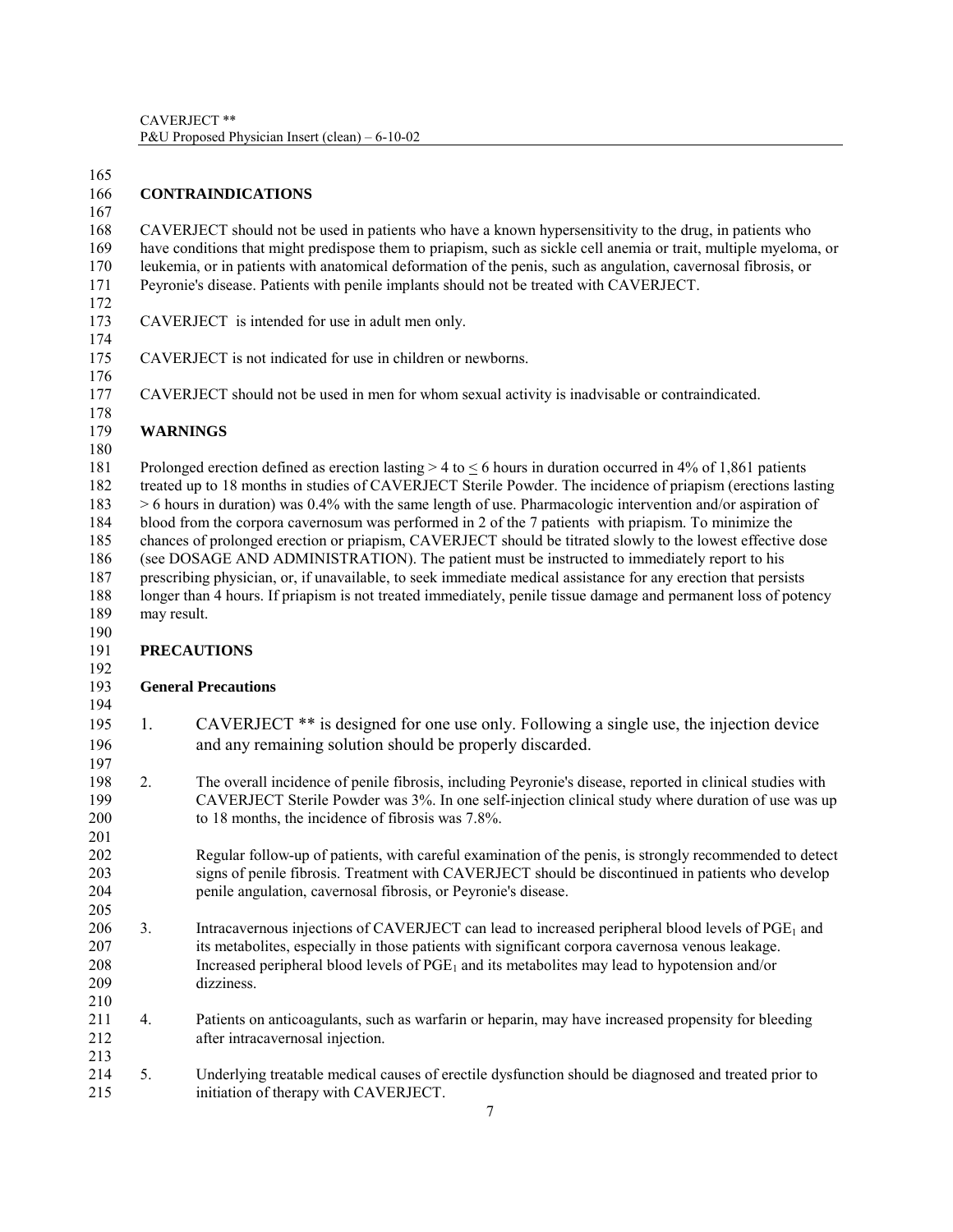## CONTRAINDICATIONS

CAVERJECT should not be used in patients who have a known hypersensitivity to the drug, in patients who have conditions that might predispose them to priapism, such as sickle cell anemia or trait, multiple myeloma, or leukemia, or in patients with anatomical deformation of the penis, such as angulation, cavernosal fibrosis, or Peyronie's disease. Patients with penile implants should not be treated with CAVERJECT.

CAVERJECT is intended for use in adult men only.

CAVERJECT is not indicated for use in children or newborns.

CAVERJECT should not be used in men for whom sexual activity is inadvisable or contraindicated.

## WARNINGS

Prolonged erection defined as erection lasting > 4 to ≤ 6 hours in duration occurred in 4% of 1,861 patients treated up to 18 months in studies of CAVERJECT Sterile Powder. The incidence of priapism (erections lasting > 6 hours in duration) was 0.4% with the same length of use. Pharmacologic intervention and/or aspiration of blood from the corpora cavernosum was performed in 2 of the 7 patients with priapism. To minimize the chances of prolonged erection or priapism, CAVERJECT should be titrated slowly to the lowest effective dose (see DOSAGE AND ADMINISTRATION). The patient must be instructed to immediately report to his prescribing physician, or, if unavailable, to seek immediate medical assistance for any erection that persists longer than 4 hours. If priapism is not treated immediately, penile tissue damage and permanent loss of potency may result.

## PRECAUTIONS

### General Precautions

1. CAVERJECT ** is designed for one use only. Following a single use, the injection device and any remaining solution should be properly discarded.

2. The overall incidence of penile fibrosis, including Peyronie's disease, reported in clinical studies with CAVERJECT Sterile Powder was 3%. In one self-injection clinical study where duration of use was up to 18 months, the incidence of fibrosis was 7.8%.

   Regular follow-up of patients, with careful examination of the penis, is strongly recommended to detect signs of penile fibrosis. Treatment with CAVERJECT should be discontinued in patients who develop penile angulation, cavernosal fibrosis, or Peyronie's disease.

3. Intracavernous injections of CAVERJECT can lead to increased peripheral blood levels of $PGE_1$ and its metabolites, especially in those patients with significant corpora cavernosa venous leakage. Increased peripheral blood levels of $PGE_1$ and its metabolites may lead to hypotension and/or dizziness.

4. Patients on anticoagulants, such as warfarin or heparin, may have increased propensity for bleeding after intracavernosal injection.

5. Underlying treatable medical causes of erectile dysfunction should be diagnosed and treated prior to initiation of therapy with CAVERJECT.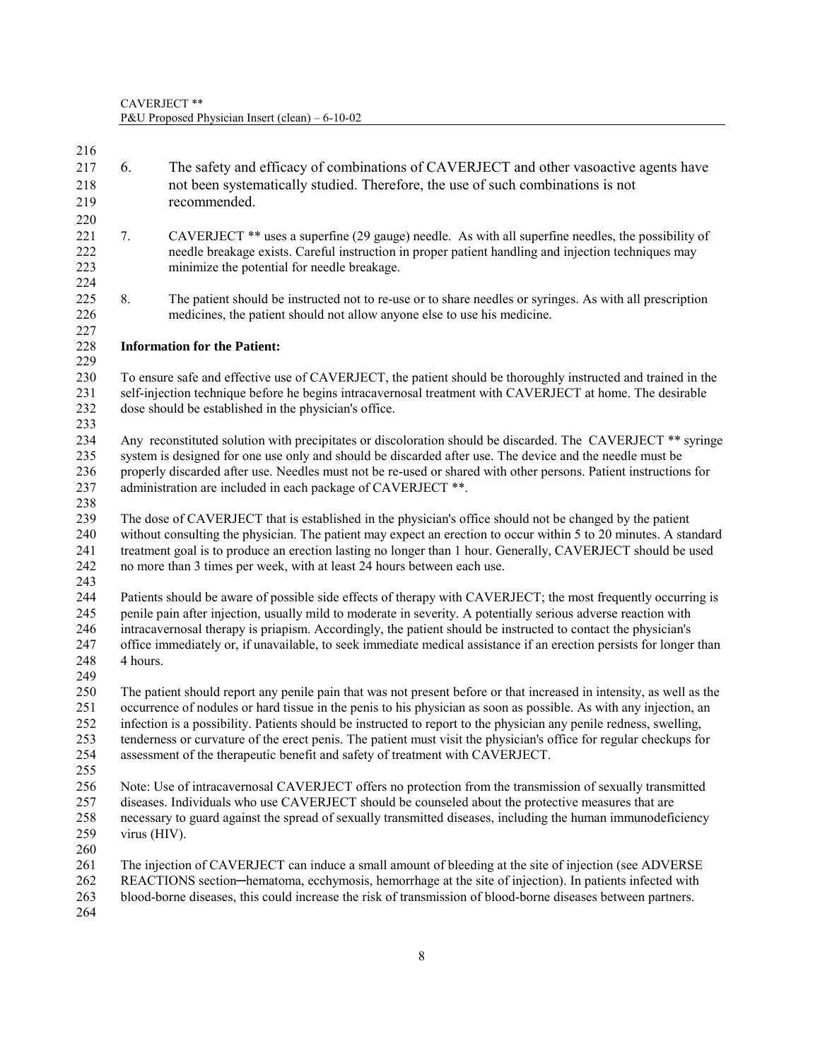6. The safety and efficacy of combinations of CAVERJECT and other vasoactive agents have not been systematically studied. Therefore, the use of such combinations is not recommended.

7. CAVERJECT ** uses a superfine (29 gauge) needle. As with all superfine needles, the possibility of needle breakage exists. Careful instruction in proper patient handling and injection techniques may minimize the potential for needle breakage.

8. The patient should be instructed not to re-use or to share needles or syringes. As with all prescription medicines, the patient should not allow anyone else to use his medicine.

**Information for the Patient:**

To ensure safe and effective use of CAVERJECT, the patient should be thoroughly instructed and trained in the self-injection technique before he begins intracavernosal treatment with CAVERJECT at home. The desirable dose should be established in the physician's office.

Any reconstituted solution with precipitates or discoloration should be discarded. The CAVERJECT ** syringe system is designed for one use only and should be discarded after use. The device and the needle must be properly discarded after use. Needles must not be re-used or shared with other persons. Patient instructions for administration are included in each package of CAVERJECT **.

The dose of CAVERJECT that is established in the physician's office should not be changed by the patient without consulting the physician. The patient may expect an erection to occur within 5 to 20 minutes. A standard treatment goal is to produce an erection lasting no longer than 1 hour. Generally, CAVERJECT should be used no more than 3 times per week, with at least 24 hours between each use.

Patients should be aware of possible side effects of therapy with CAVERJECT; the most frequently occurring is penile pain after injection, usually mild to moderate in severity. A potentially serious adverse reaction with intracavernosal therapy is priapism. Accordingly, the patient should be instructed to contact the physician's office immediately or, if unavailable, to seek immediate medical assistance if an erection persists for longer than 4 hours.

The patient should report any penile pain that was not present before or that increased in intensity, as well as the occurrence of nodules or hard tissue in the penis to his physician as soon as possible. As with any injection, an infection is a possibility. Patients should be instructed to report to the physician any penile redness, swelling, tenderness or curvature of the erect penis. The patient must visit the physician's office for regular checkups for assessment of the therapeutic benefit and safety of treatment with CAVERJECT.

Note: Use of intracavernosal CAVERJECT offers no protection from the transmission of sexually transmitted diseases. Individuals who use CAVERJECT should be counseled about the protective measures that are necessary to guard against the spread of sexually transmitted diseases, including the human immunodeficiency virus (HIV).

The injection of CAVERJECT can induce a small amount of bleeding at the site of injection (see ADVERSE REACTIONS section─hematoma, ecchymosis, hemorrhage at the site of injection). In patients infected with blood-borne diseases, this could increase the risk of transmission of blood-borne diseases between partners.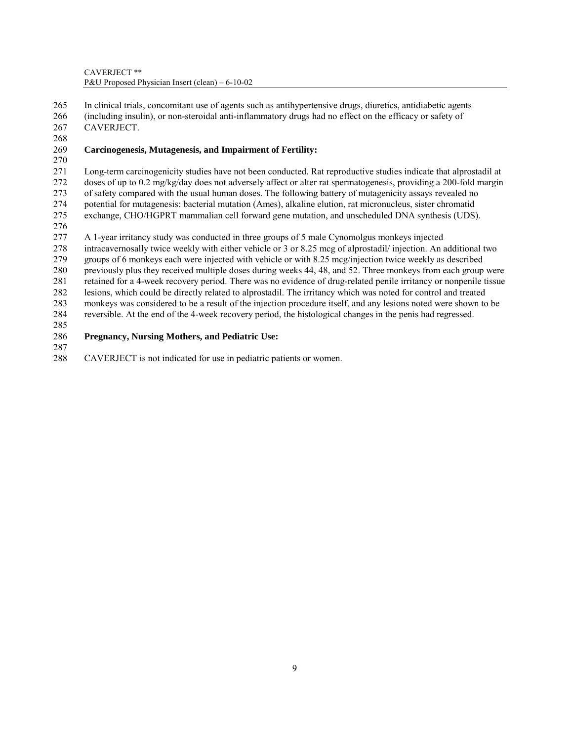In clinical trials, concomitant use of agents such as antihypertensive drugs, diuretics, antidiabetic agents (including insulin), or non-steroidal anti-inflammatory drugs had no effect on the efficacy or safety of CAVERJECT.

**Carcinogenesis, Mutagenesis, and Impairment of Fertility:**

Long-term carcinogenicity studies have not been conducted. Rat reproductive studies indicate that alprostadil at doses of up to 0.2 mg/kg/day does not adversely affect or alter rat spermatogenesis, providing a 200-fold margin of safety compared with the usual human doses. The following battery of mutagenicity assays revealed no potential for mutagenesis: bacterial mutation (Ames), alkaline elution, rat micronucleus, sister chromatid exchange, CHO/HGPRT mammalian cell forward gene mutation, and unscheduled DNA synthesis (UDS).

A 1-year irritancy study was conducted in three groups of 5 male Cynomolgus monkeys injected intracavernosally twice weekly with either vehicle or 3 or 8.25 mcg of alprostadil/ injection. An additional two groups of 6 monkeys each were injected with vehicle or with 8.25 mcg/injection twice weekly as described previously plus they received multiple doses during weeks 44, 48, and 52. Three monkeys from each group were retained for a 4-week recovery period. There was no evidence of drug-related penile irritancy or nonpenile tissue lesions, which could be directly related to alprostadil. The irritancy which was noted for control and treated monkeys was considered to be a result of the injection procedure itself, and any lesions noted were shown to be reversible. At the end of the 4-week recovery period, the histological changes in the penis had regressed.

**Pregnancy, Nursing Mothers, and Pediatric Use:**

CAVERJECT is not indicated for use in pediatric patients or women.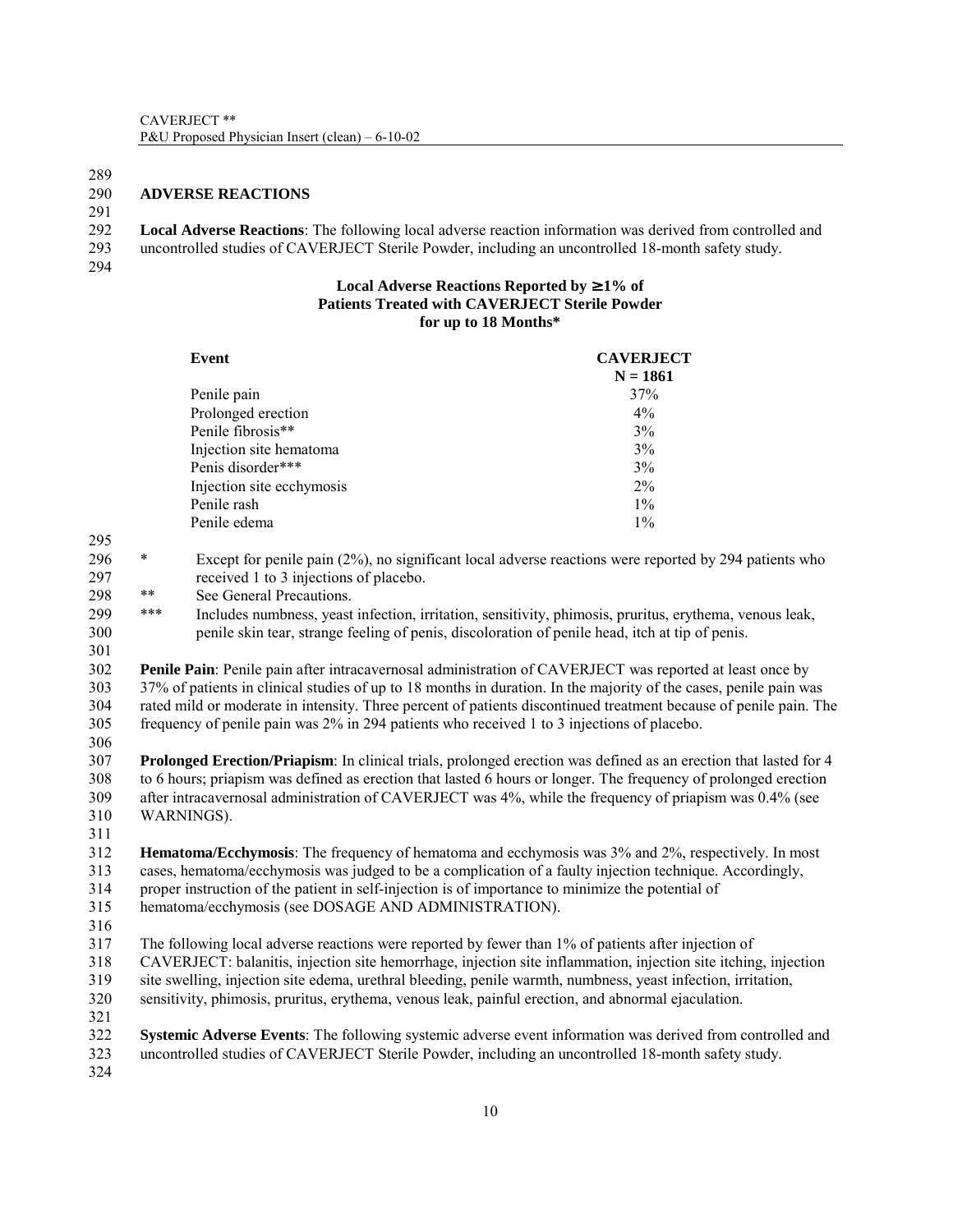## ADVERSE REACTIONS

**Local Adverse Reactions**: The following local adverse reaction information was derived from controlled and uncontrolled studies of CAVERJECT Sterile Powder, including an uncontrolled 18-month safety study.

**Local Adverse Reactions Reported by ≥1% of Patients Treated with CAVERJECT Sterile Powder for up to 18 Months***

| Event | CAVERJECT N = 1861 |
|---|---|
| Penile pain | 37% |
| Prolonged erection | 4% |
| Penile fibrosis** | 3% |
| Injection site hematoma | 3% |
| Penis disorder*** | 3% |
| Injection site ecchymosis | 2% |
| Penile rash | 1% |
| Penile edema | 1% |

\* Except for penile pain (2%), no significant local adverse reactions were reported by 294 patients who received 1 to 3 injections of placebo.

** See General Precautions.

*** Includes numbness, yeast infection, irritation, sensitivity, phimosis, pruritus, erythema, venous leak, penile skin tear, strange feeling of penis, discoloration of penile head, itch at tip of penis.

**Penile Pain**: Penile pain after intracavernosal administration of CAVERJECT was reported at least once by 37% of patients in clinical studies of up to 18 months in duration. In the majority of the cases, penile pain was rated mild or moderate in intensity. Three percent of patients discontinued treatment because of penile pain. The frequency of penile pain was 2% in 294 patients who received 1 to 3 injections of placebo.

**Prolonged Erection/Priapism**: In clinical trials, prolonged erection was defined as an erection that lasted for 4 to 6 hours; priapism was defined as erection that lasted 6 hours or longer. The frequency of prolonged erection after intracavernosal administration of CAVERJECT was 4%, while the frequency of priapism was 0.4% (see WARNINGS).

**Hematoma/Ecchymosis**: The frequency of hematoma and ecchymosis was 3% and 2%, respectively. In most cases, hematoma/ecchymosis was judged to be a complication of a faulty injection technique. Accordingly, proper instruction of the patient in self-injection is of importance to minimize the potential of hematoma/ecchymosis (see DOSAGE AND ADMINISTRATION).

The following local adverse reactions were reported by fewer than 1% of patients after injection of CAVERJECT: balanitis, injection site hemorrhage, injection site inflammation, injection site itching, injection site swelling, injection site edema, urethral bleeding, penile warmth, numbness, yeast infection, irritation, sensitivity, phimosis, pruritus, erythema, venous leak, painful erection, and abnormal ejaculation.

**Systemic Adverse Events**: The following systemic adverse event information was derived from controlled and uncontrolled studies of CAVERJECT Sterile Powder, including an uncontrolled 18-month safety study.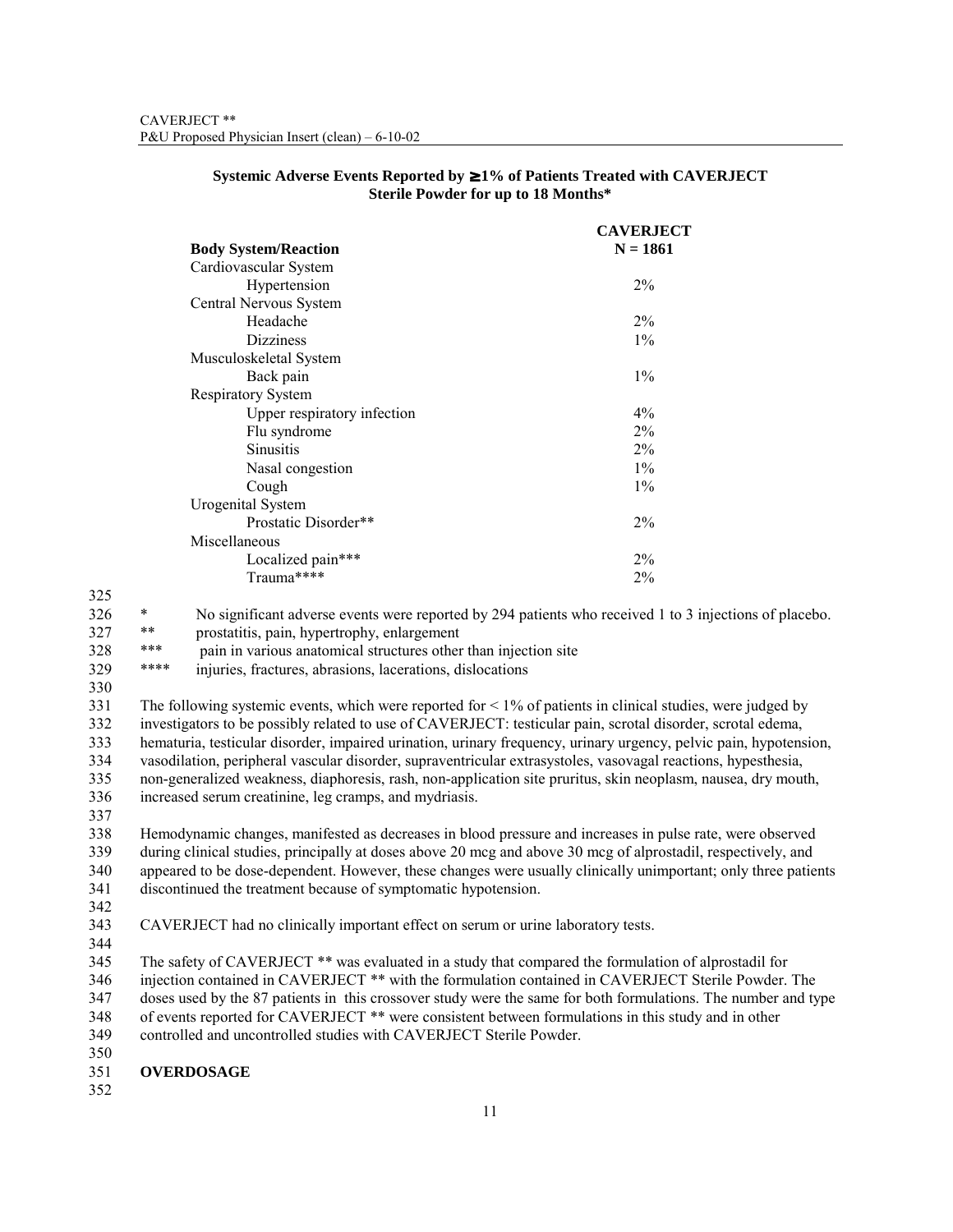**Systemic Adverse Events Reported by ≥1% of Patients Treated with CAVERJECT Sterile Powder for up to 18 Months***

| Body System/Reaction | CAVERJECT N = 1861 |
|---|---|
| Cardiovascular System | |
| Hypertension | 2% |
| Central Nervous System | |
| Headache | 2% |
| Dizziness | 1% |
| Musculoskeletal System | |
| Back pain | 1% |
| Respiratory System | |
| Upper respiratory infection | 4% |
| Flu syndrome | 2% |
| Sinusitis | 2% |
| Nasal congestion | 1% |
| Cough | 1% |
| Urogenital System | |
| Prostatic Disorder** | 2% |
| Miscellaneous | |
| Localized pain*** | 2% |
| Trauma**** | 2% |

\* No significant adverse events were reported by 294 patients who received 1 to 3 injections of placebo.
** prostatitis, pain, hypertrophy, enlargement
*** pain in various anatomical structures other than injection site
**** injuries, fractures, abrasions, lacerations, dislocations

The following systemic events, which were reported for < 1% of patients in clinical studies, were judged by investigators to be possibly related to use of CAVERJECT: testicular pain, scrotal disorder, scrotal edema, hematuria, testicular disorder, impaired urination, urinary frequency, urinary urgency, pelvic pain, hypotension, vasodilation, peripheral vascular disorder, supraventricular extrasystoles, vasovagal reactions, hypesthesia, non-generalized weakness, diaphoresis, rash, non-application site pruritus, skin neoplasm, nausea, dry mouth, increased serum creatinine, leg cramps, and mydriasis.

Hemodynamic changes, manifested as decreases in blood pressure and increases in pulse rate, were observed during clinical studies, principally at doses above 20 mcg and above 30 mcg of alprostadil, respectively, and appeared to be dose-dependent. However, these changes were usually clinically unimportant; only three patients discontinued the treatment because of symptomatic hypotension.

CAVERJECT had no clinically important effect on serum or urine laboratory tests.

The safety of CAVERJECT ** was evaluated in a study that compared the formulation of alprostadil for injection contained in CAVERJECT ** with the formulation contained in CAVERJECT Sterile Powder. The doses used by the 87 patients in this crossover study were the same for both formulations. The number and type of events reported for CAVERJECT ** were consistent between formulations in this study and in other controlled and uncontrolled studies with CAVERJECT Sterile Powder.

## OVERDOSAGE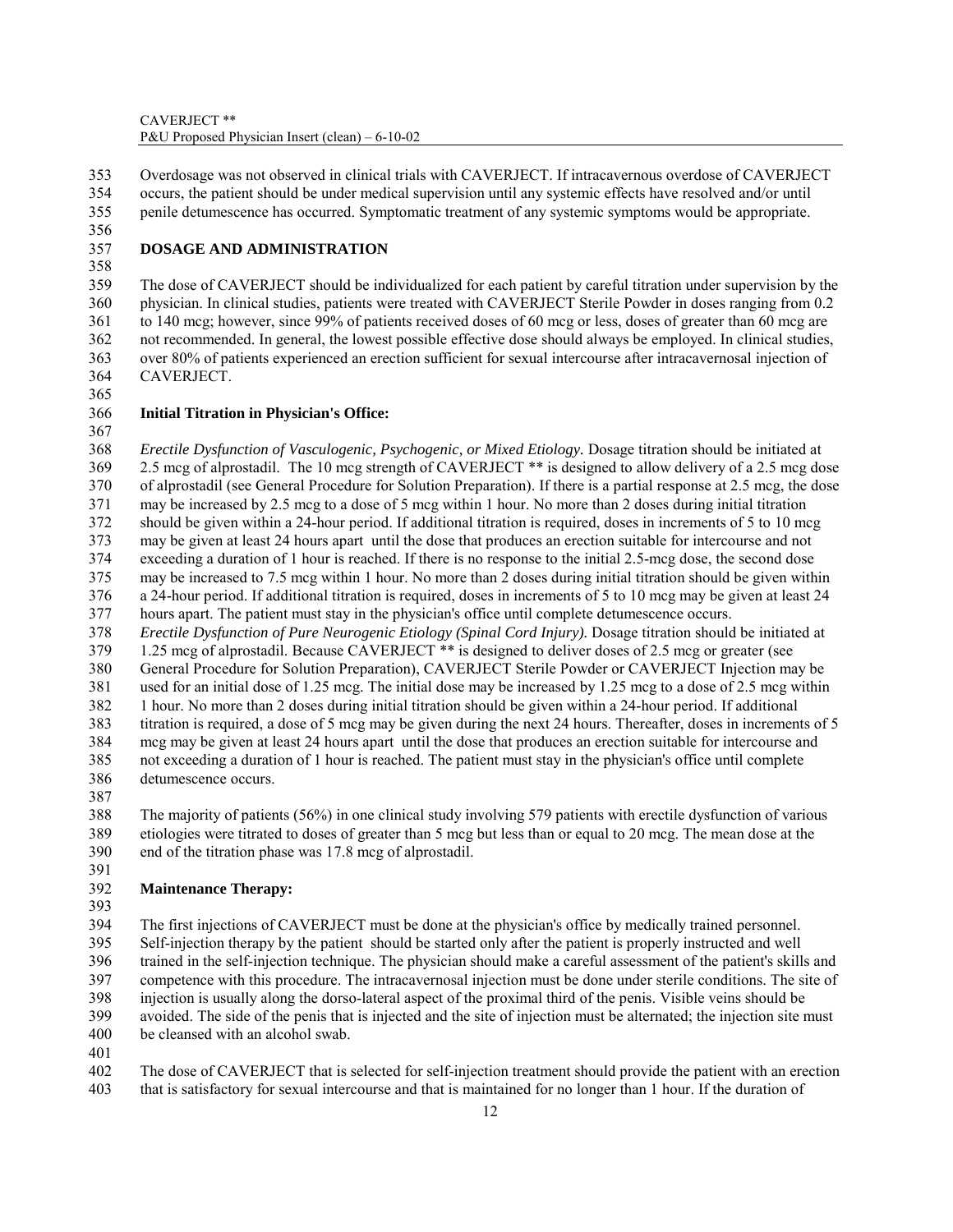Overdosage was not observed in clinical trials with CAVERJECT. If intracavernous overdose of CAVERJECT occurs, the patient should be under medical supervision until any systemic effects have resolved and/or until penile detumescence has occurred. Symptomatic treatment of any systemic symptoms would be appropriate.

## DOSAGE AND ADMINISTRATION

The dose of CAVERJECT should be individualized for each patient by careful titration under supervision by the physician. In clinical studies, patients were treated with CAVERJECT Sterile Powder in doses ranging from 0.2 to 140 mcg; however, since 99% of patients received doses of 60 mcg or less, doses of greater than 60 mcg are not recommended. In general, the lowest possible effective dose should always be employed. In clinical studies, over 80% of patients experienced an erection sufficient for sexual intercourse after intracavernosal injection of CAVERJECT.

### Initial Titration in Physician's Office:

*Erectile Dysfunction of Vasculogenic, Psychogenic, or Mixed Etiology.* Dosage titration should be initiated at 2.5 mcg of alprostadil. The 10 mcg strength of CAVERJECT ** is designed to allow delivery of a 2.5 mcg dose of alprostadil (see General Procedure for Solution Preparation). If there is a partial response at 2.5 mcg, the dose may be increased by 2.5 mcg to a dose of 5 mcg within 1 hour. No more than 2 doses during initial titration should be given within a 24-hour period. If additional titration is required, doses in increments of 5 to 10 mcg may be given at least 24 hours apart until the dose that produces an erection suitable for intercourse and not exceeding a duration of 1 hour is reached. If there is no response to the initial 2.5-mcg dose, the second dose may be increased to 7.5 mcg within 1 hour. No more than 2 doses during initial titration should be given within a 24-hour period. If additional titration is required, doses in increments of 5 to 10 mcg may be given at least 24 hours apart. The patient must stay in the physician's office until complete detumescence occurs.
*Erectile Dysfunction of Pure Neurogenic Etiology (Spinal Cord Injury).* Dosage titration should be initiated at 1.25 mcg of alprostadil. Because CAVERJECT ** is designed to deliver doses of 2.5 mcg or greater (see General Procedure for Solution Preparation), CAVERJECT Sterile Powder or CAVERJECT Injection may be used for an initial dose of 1.25 mcg. The initial dose may be increased by 1.25 mcg to a dose of 2.5 mcg within 1 hour. No more than 2 doses during initial titration should be given within a 24-hour period. If additional titration is required, a dose of 5 mcg may be given during the next 24 hours. Thereafter, doses in increments of 5 mcg may be given at least 24 hours apart until the dose that produces an erection suitable for intercourse and not exceeding a duration of 1 hour is reached. The patient must stay in the physician's office until complete detumescence occurs.

The majority of patients (56%) in one clinical study involving 579 patients with erectile dysfunction of various etiologies were titrated to doses of greater than 5 mcg but less than or equal to 20 mcg. The mean dose at the end of the titration phase was 17.8 mcg of alprostadil.

### Maintenance Therapy:

The first injections of CAVERJECT must be done at the physician's office by medically trained personnel. Self-injection therapy by the patient should be started only after the patient is properly instructed and well trained in the self-injection technique. The physician should make a careful assessment of the patient's skills and competence with this procedure. The intracavernosal injection must be done under sterile conditions. The site of injection is usually along the dorso-lateral aspect of the proximal third of the penis. Visible veins should be avoided. The side of the penis that is injected and the site of injection must be alternated; the injection site must be cleansed with an alcohol swab.

The dose of CAVERJECT that is selected for self-injection treatment should provide the patient with an erection that is satisfactory for sexual intercourse and that is maintained for no longer than 1 hour. If the duration of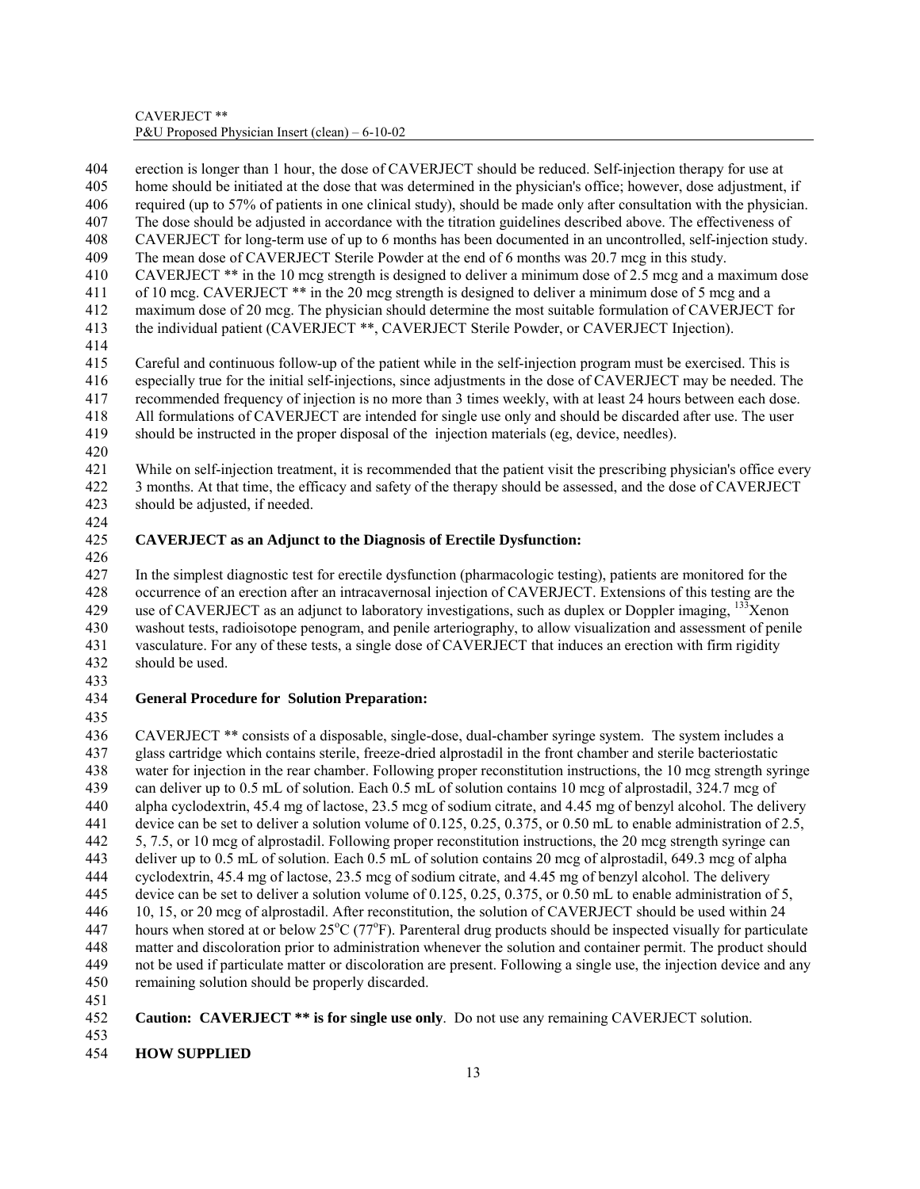erection is longer than 1 hour, the dose of CAVERJECT should be reduced. Self-injection therapy for use at home should be initiated at the dose that was determined in the physician's office; however, dose adjustment, if required (up to 57% of patients in one clinical study), should be made only after consultation with the physician. The dose should be adjusted in accordance with the titration guidelines described above. The effectiveness of CAVERJECT for long-term use of up to 6 months has been documented in an uncontrolled, self-injection study. The mean dose of CAVERJECT Sterile Powder at the end of 6 months was 20.7 mcg in this study. CAVERJECT ** in the 10 mcg strength is designed to deliver a minimum dose of 2.5 mcg and a maximum dose of 10 mcg. CAVERJECT ** in the 20 mcg strength is designed to deliver a minimum dose of 5 mcg and a maximum dose of 20 mcg. The physician should determine the most suitable formulation of CAVERJECT for the individual patient (CAVERJECT **, CAVERJECT Sterile Powder, or CAVERJECT Injection).

Careful and continuous follow-up of the patient while in the self-injection program must be exercised. This is especially true for the initial self-injections, since adjustments in the dose of CAVERJECT may be needed. The recommended frequency of injection is no more than 3 times weekly, with at least 24 hours between each dose. All formulations of CAVERJECT are intended for single use only and should be discarded after use. The user should be instructed in the proper disposal of the injection materials (eg, device, needles).

While on self-injection treatment, it is recommended that the patient visit the prescribing physician's office every 3 months. At that time, the efficacy and safety of the therapy should be assessed, and the dose of CAVERJECT should be adjusted, if needed.

**CAVERJECT as an Adjunct to the Diagnosis of Erectile Dysfunction:**

In the simplest diagnostic test for erectile dysfunction (pharmacologic testing), patients are monitored for the occurrence of an erection after an intracavernosal injection of CAVERJECT. Extensions of this testing are the use of CAVERJECT as an adjunct to laboratory investigations, such as duplex or Doppler imaging, $^{133}$Xenon washout tests, radioisotope penogram, and penile arteriography, to allow visualization and assessment of penile vasculature. For any of these tests, a single dose of CAVERJECT that induces an erection with firm rigidity should be used.

**General Procedure for Solution Preparation:**

CAVERJECT ** consists of a disposable, single-dose, dual-chamber syringe system. The system includes a glass cartridge which contains sterile, freeze-dried alprostadil in the front chamber and sterile bacteriostatic water for injection in the rear chamber. Following proper reconstitution instructions, the 10 mcg strength syringe can deliver up to 0.5 mL of solution. Each 0.5 mL of solution contains 10 mcg of alprostadil, 324.7 mcg of alpha cyclodextrin, 45.4 mg of lactose, 23.5 mcg of sodium citrate, and 4.45 mg of benzyl alcohol. The delivery device can be set to deliver a solution volume of 0.125, 0.25, 0.375, or 0.50 mL to enable administration of 2.5, 5, 7.5, or 10 mcg of alprostadil. Following proper reconstitution instructions, the 20 mcg strength syringe can deliver up to 0.5 mL of solution. Each 0.5 mL of solution contains 20 mcg of alprostadil, 649.3 mcg of alpha cyclodextrin, 45.4 mg of lactose, 23.5 mcg of sodium citrate, and 4.45 mg of benzyl alcohol. The delivery device can be set to deliver a solution volume of 0.125, 0.25, 0.375, or 0.50 mL to enable administration of 5, 10, 15, or 20 mcg of alprostadil. After reconstitution, the solution of CAVERJECT should be used within 24 hours when stored at or below 25°C (77°F). Parenteral drug products should be inspected visually for particulate matter and discoloration prior to administration whenever the solution and container permit. The product should not be used if particulate matter or discoloration are present. Following a single use, the injection device and any remaining solution should be properly discarded.

**Caution: CAVERJECT ** is for single use only**. Do not use any remaining CAVERJECT solution.

**HOW SUPPLIED**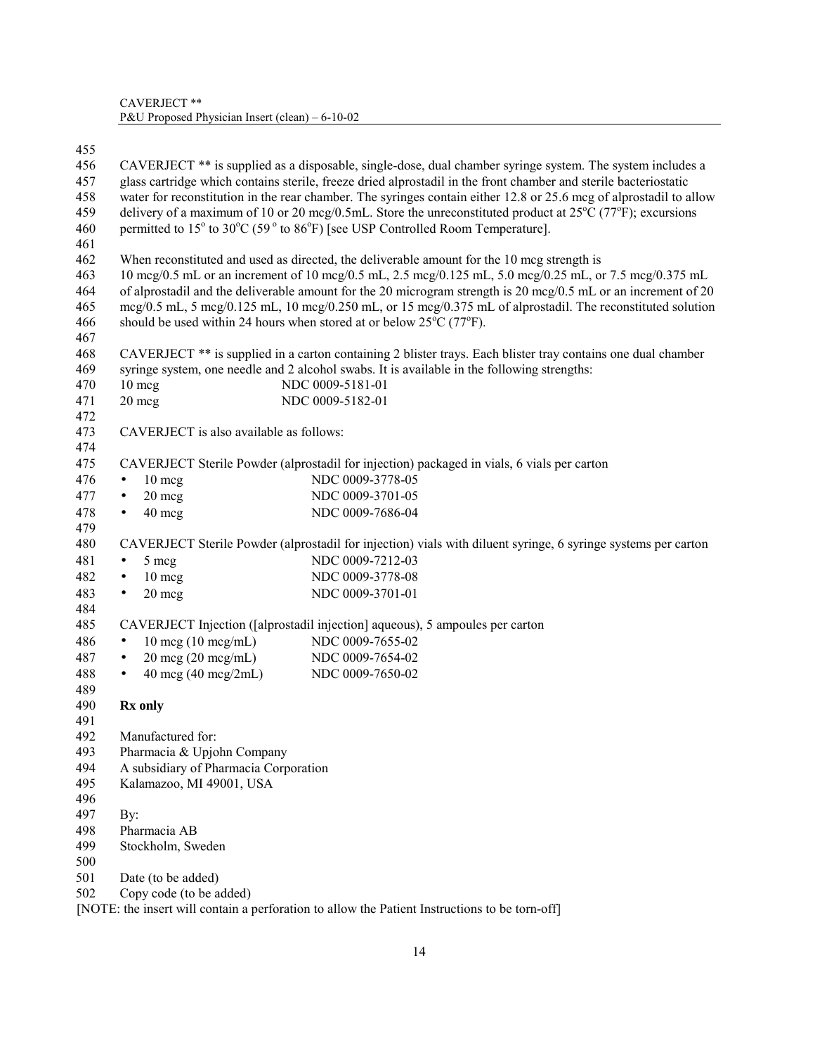CAVERJECT ** is supplied as a disposable, single-dose, dual chamber syringe system. The system includes a glass cartridge which contains sterile, freeze dried alprostadil in the front chamber and sterile bacteriostatic water for reconstitution in the rear chamber. The syringes contain either 12.8 or 25.6 mcg of alprostadil to allow delivery of a maximum of 10 or 20 mcg/0.5mL. Store the unreconstituted product at 25°C (77°F); excursions permitted to 15° to 30°C (59° to 86°F) [see USP Controlled Room Temperature].

When reconstituted and used as directed, the deliverable amount for the 10 mcg strength is 10 mcg/0.5 mL or an increment of 10 mcg/0.5 mL, 2.5 mcg/0.125 mL, 5.0 mcg/0.25 mL, or 7.5 mcg/0.375 mL of alprostadil and the deliverable amount for the 20 microgram strength is 20 mcg/0.5 mL or an increment of 20 mcg/0.5 mL, 5 mcg/0.125 mL, 10 mcg/0.250 mL, or 15 mcg/0.375 mL of alprostadil. The reconstituted solution should be used within 24 hours when stored at or below 25°C (77°F).

CAVERJECT ** is supplied in a carton containing 2 blister trays. Each blister tray contains one dual chamber syringe system, one needle and 2 alcohol swabs. It is available in the following strengths:

| | |
|---|---|
| 10 mcg | NDC 0009-5181-01 |
| 20 mcg | NDC 0009-5182-01 |

CAVERJECT is also available as follows:

CAVERJECT Sterile Powder (alprostadil for injection) packaged in vials, 6 vials per carton

- 10 mcg NDC 0009-3778-05
- 20 mcg NDC 0009-3701-05
- 40 mcg NDC 0009-7686-04

CAVERJECT Sterile Powder (alprostadil for injection) vials with diluent syringe, 6 syringe systems per carton

- 5 mcg NDC 0009-7212-03
- 10 mcg NDC 0009-3778-08
- 20 mcg NDC 0009-3701-01

CAVERJECT Injection ([alprostadil injection] aqueous), 5 ampoules per carton

- 10 mcg (10 mcg/mL) NDC 0009-7655-02
- 20 mcg (20 mcg/mL) NDC 0009-7654-02
- 40 mcg (40 mcg/2mL) NDC 0009-7650-02

**Rx only**

Manufactured for:
Pharmacia & Upjohn Company
A subsidiary of Pharmacia Corporation
Kalamazoo, MI 49001, USA

By:
Pharmacia AB
Stockholm, Sweden

Date (to be added)
Copy code (to be added)

[NOTE: the insert will contain a perforation to allow the Patient Instructions to be torn-off]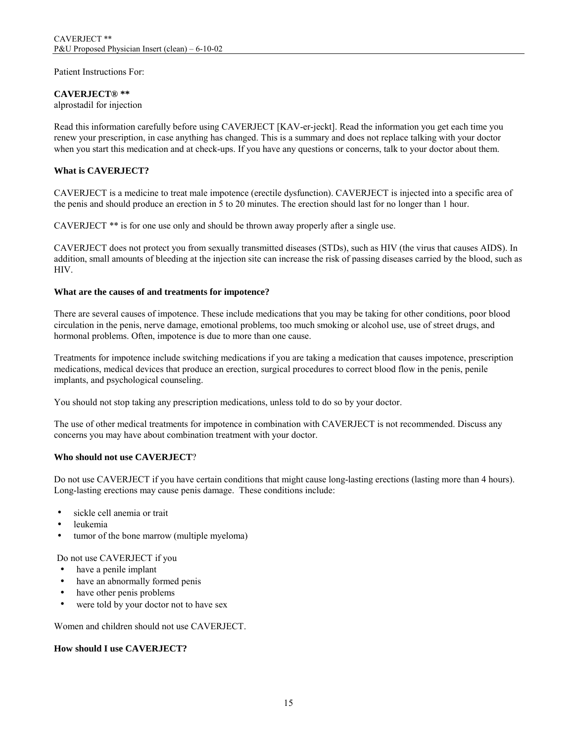Patient Instructions For:

**CAVERJECT® ****
alprostadil for injection

Read this information carefully before using CAVERJECT [KAV-er-jeckt]. Read the information you get each time you renew your prescription, in case anything has changed. This is a summary and does not replace talking with your doctor when you start this medication and at check-ups. If you have any questions or concerns, talk to your doctor about them.

**What is CAVERJECT?**

CAVERJECT is a medicine to treat male impotence (erectile dysfunction). CAVERJECT is injected into a specific area of the penis and should produce an erection in 5 to 20 minutes. The erection should last for no longer than 1 hour.

CAVERJECT ** is for one use only and should be thrown away properly after a single use.

CAVERJECT does not protect you from sexually transmitted diseases (STDs), such as HIV (the virus that causes AIDS). In addition, small amounts of bleeding at the injection site can increase the risk of passing diseases carried by the blood, such as HIV.

**What are the causes of and treatments for impotence?**

There are several causes of impotence. These include medications that you may be taking for other conditions, poor blood circulation in the penis, nerve damage, emotional problems, too much smoking or alcohol use, use of street drugs, and hormonal problems. Often, impotence is due to more than one cause.

Treatments for impotence include switching medications if you are taking a medication that causes impotence, prescription medications, medical devices that produce an erection, surgical procedures to correct blood flow in the penis, penile implants, and psychological counseling.

You should not stop taking any prescription medications, unless told to do so by your doctor.

The use of other medical treatments for impotence in combination with CAVERJECT is not recommended. Discuss any concerns you may have about combination treatment with your doctor.

**Who should not use CAVERJECT**?

Do not use CAVERJECT if you have certain conditions that might cause long-lasting erections (lasting more than 4 hours). Long-lasting erections may cause penis damage. These conditions include:

- sickle cell anemia or trait
- leukemia
- tumor of the bone marrow (multiple myeloma)

Do not use CAVERJECT if you

- have a penile implant
- have an abnormally formed penis
- have other penis problems
- were told by your doctor not to have sex

Women and children should not use CAVERJECT.

**How should I use CAVERJECT?**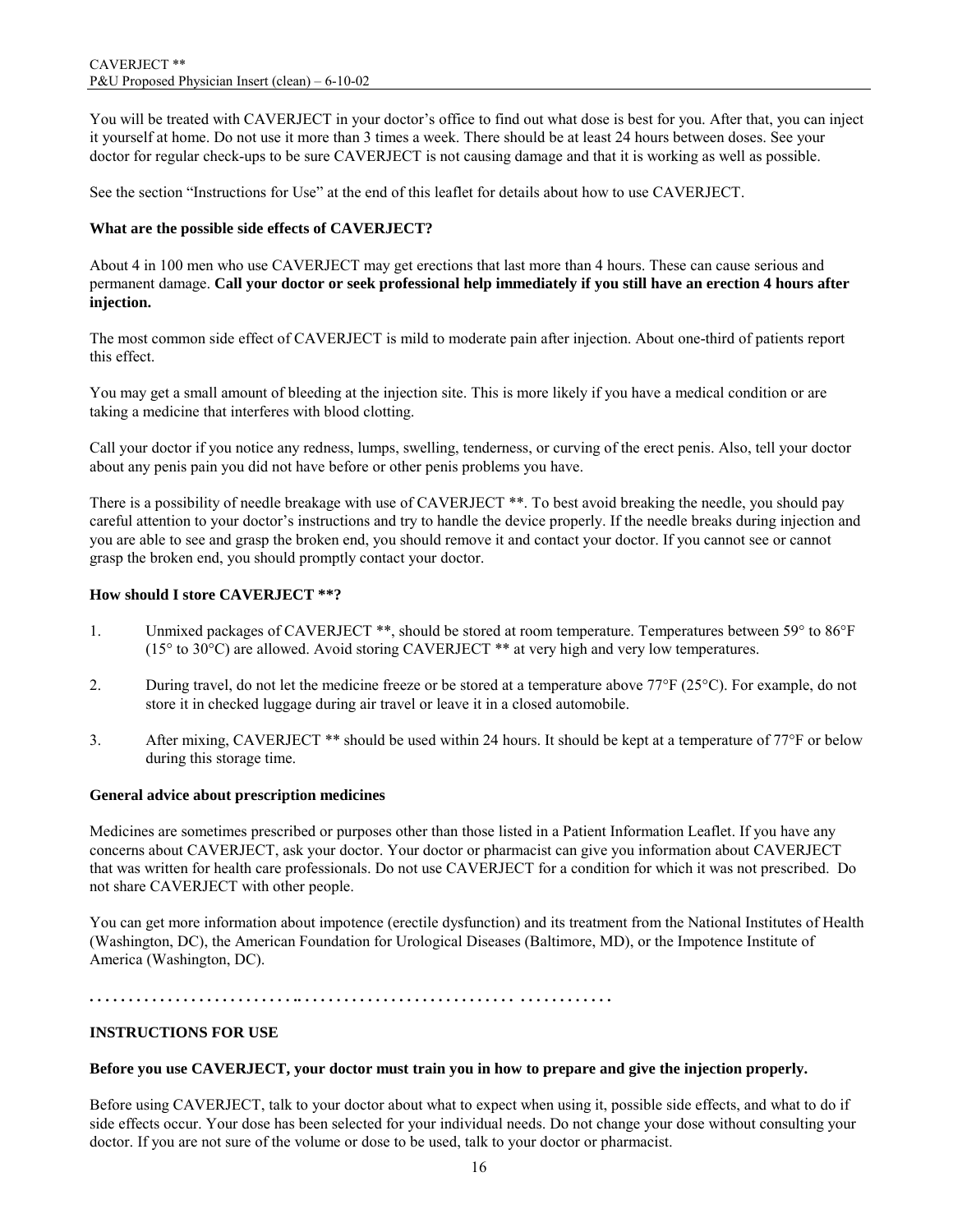You will be treated with CAVERJECT in your doctor's office to find out what dose is best for you. After that, you can inject it yourself at home. Do not use it more than 3 times a week. There should be at least 24 hours between doses. See your doctor for regular check-ups to be sure CAVERJECT is not causing damage and that it is working as well as possible.

See the section "Instructions for Use" at the end of this leaflet for details about how to use CAVERJECT.

**What are the possible side effects of CAVERJECT?**

About 4 in 100 men who use CAVERJECT may get erections that last more than 4 hours. These can cause serious and permanent damage. **Call your doctor or seek professional help immediately if you still have an erection 4 hours after injection.**

The most common side effect of CAVERJECT is mild to moderate pain after injection. About one-third of patients report this effect.

You may get a small amount of bleeding at the injection site. This is more likely if you have a medical condition or are taking a medicine that interferes with blood clotting.

Call your doctor if you notice any redness, lumps, swelling, tenderness, or curving of the erect penis. Also, tell your doctor about any penis pain you did not have before or other penis problems you have.

There is a possibility of needle breakage with use of CAVERJECT **. To best avoid breaking the needle, you should pay careful attention to your doctor's instructions and try to handle the device properly. If the needle breaks during injection and you are able to see and grasp the broken end, you should remove it and contact your doctor. If you cannot see or cannot grasp the broken end, you should promptly contact your doctor.

**How should I store CAVERJECT **?**

1. Unmixed packages of CAVERJECT **, should be stored at room temperature. Temperatures between 59° to 86°F (15° to 30°C) are allowed. Avoid storing CAVERJECT ** at very high and very low temperatures.

2. During travel, do not let the medicine freeze or be stored at a temperature above 77°F (25°C). For example, do not store it in checked luggage during air travel or leave it in a closed automobile.

3. After mixing, CAVERJECT ** should be used within 24 hours. It should be kept at a temperature of 77°F or below during this storage time.

**General advice about prescription medicines**

Medicines are sometimes prescribed or purposes other than those listed in a Patient Information Leaflet. If you have any concerns about CAVERJECT, ask your doctor. Your doctor or pharmacist can give you information about CAVERJECT that was written for health care professionals. Do not use CAVERJECT for a condition for which it was not prescribed. Do not share CAVERJECT with other people.

You can get more information about impotence (erectile dysfunction) and its treatment from the National Institutes of Health (Washington, DC), the American Foundation for Urological Diseases (Baltimore, MD), or the Impotence Institute of America (Washington, DC).

. . . . . . . . . . . . . . . . . . . . . . . . . . . . . . . . . . . . . . . . . . . . . . . . . . . . . . . . . . . . . . . . . . . . . .

**INSTRUCTIONS FOR USE**

**Before you use CAVERJECT, your doctor must train you in how to prepare and give the injection properly.**

Before using CAVERJECT, talk to your doctor about what to expect when using it, possible side effects, and what to do if side effects occur. Your dose has been selected for your individual needs. Do not change your dose without consulting your doctor. If you are not sure of the volume or dose to be used, talk to your doctor or pharmacist.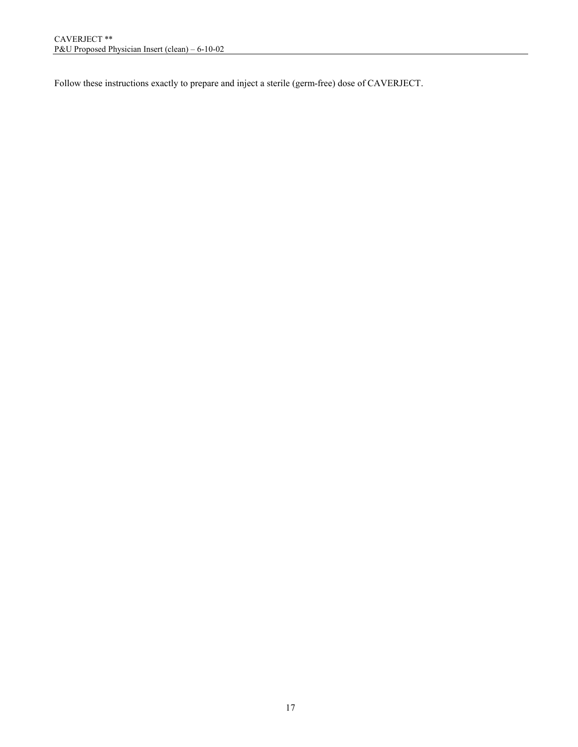Follow these instructions exactly to prepare and inject a sterile (germ-free) dose of CAVERJECT.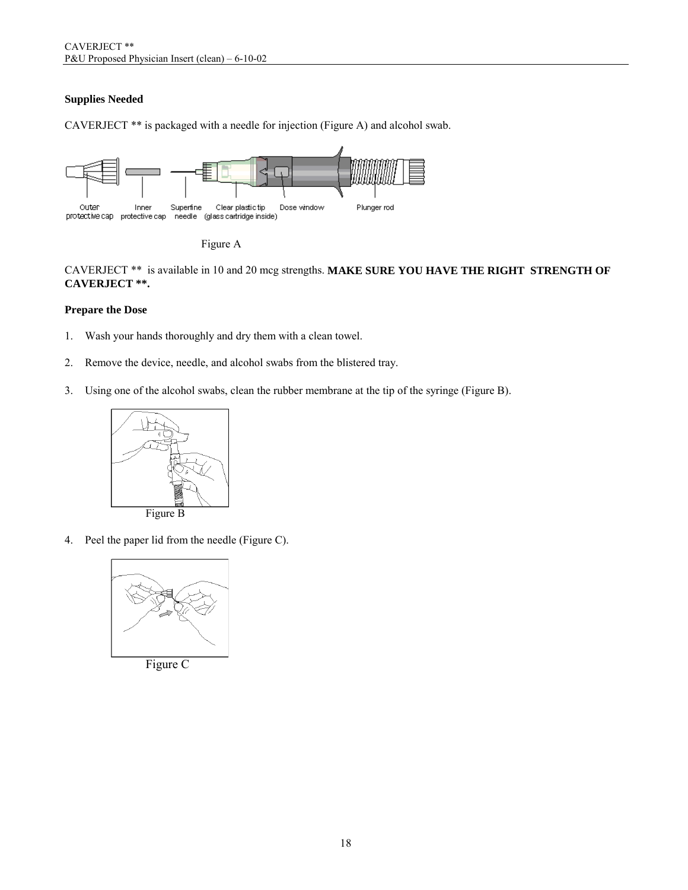**Supplies Needed**

CAVERJECT ** is packaged with a needle for injection (Figure A) and alcohol swab.

Outer protective cap | Inner protective cap | Superfine needle | Clear plastic tip (glass cartridge inside) | Dose window | Plunger rod

Figure A

CAVERJECT ** is available in 10 and 20 mcg strengths. **MAKE SURE YOU HAVE THE RIGHT STRENGTH OF CAVERJECT **.**

**Prepare the Dose**

1. Wash your hands thoroughly and dry them with a clean towel.

2. Remove the device, needle, and alcohol swabs from the blistered tray.

3. Using one of the alcohol swabs, clean the rubber membrane at the tip of the syringe (Figure B).

Figure B

4. Peel the paper lid from the needle (Figure C).

Figure C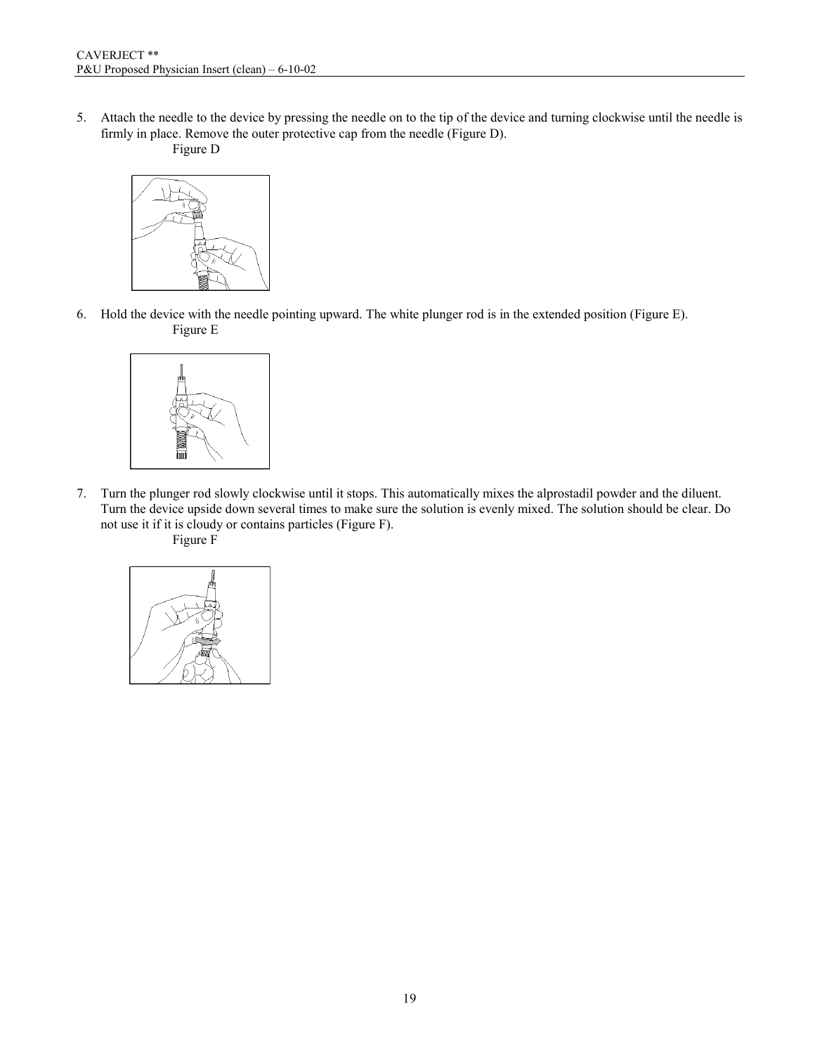5. Attach the needle to the device by pressing the needle on to the tip of the device and turning clockwise until the needle is firmly in place. Remove the outer protective cap from the needle (Figure D).

   Figure D

6. Hold the device with the needle pointing upward. The white plunger rod is in the extended position (Figure E).

   Figure E

7. Turn the plunger rod slowly clockwise until it stops. This automatically mixes the alprostadil powder and the diluent. Turn the device upside down several times to make sure the solution is evenly mixed. The solution should be clear. Do not use it if it is cloudy or contains particles (Figure F).

   Figure F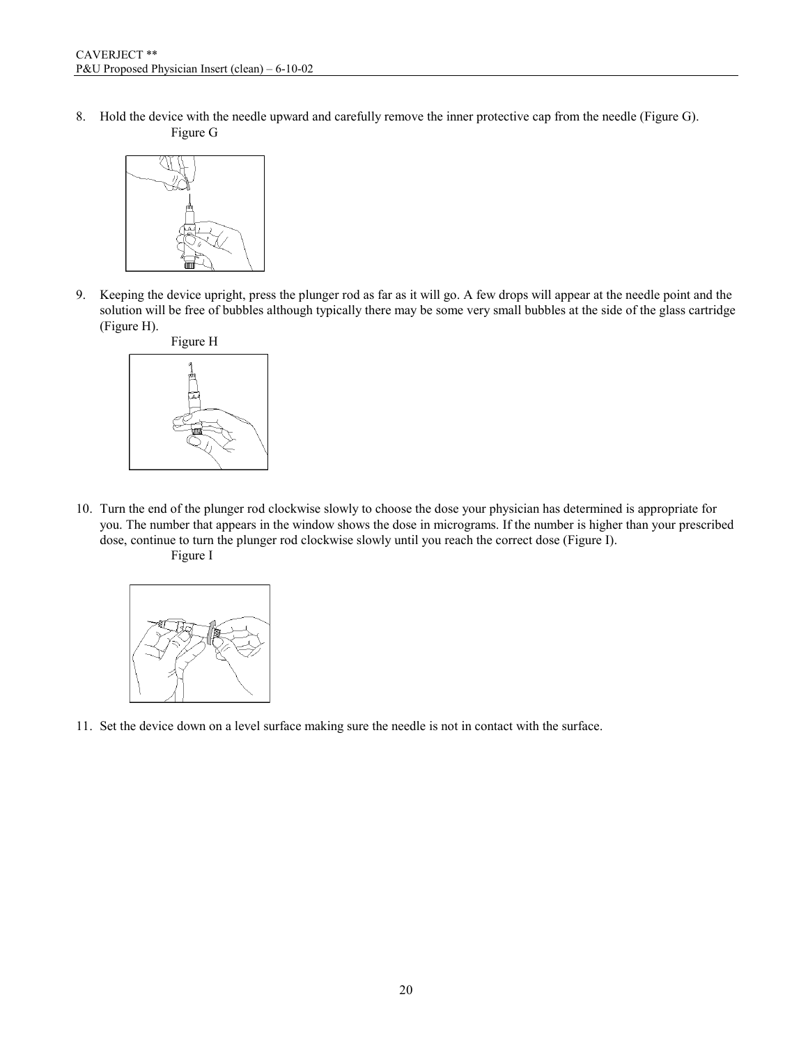8. Hold the device with the needle upward and carefully remove the inner protective cap from the needle (Figure G).

   Figure G

9. Keeping the device upright, press the plunger rod as far as it will go. A few drops will appear at the needle point and the solution will be free of bubbles although typically there may be some very small bubbles at the side of the glass cartridge (Figure H).

   Figure H

10. Turn the end of the plunger rod clockwise slowly to choose the dose your physician has determined is appropriate for you. The number that appears in the window shows the dose in micrograms. If the number is higher than your prescribed dose, continue to turn the plunger rod clockwise slowly until you reach the correct dose (Figure I).

    Figure I

11. Set the device down on a level surface making sure the needle is not in contact with the surface.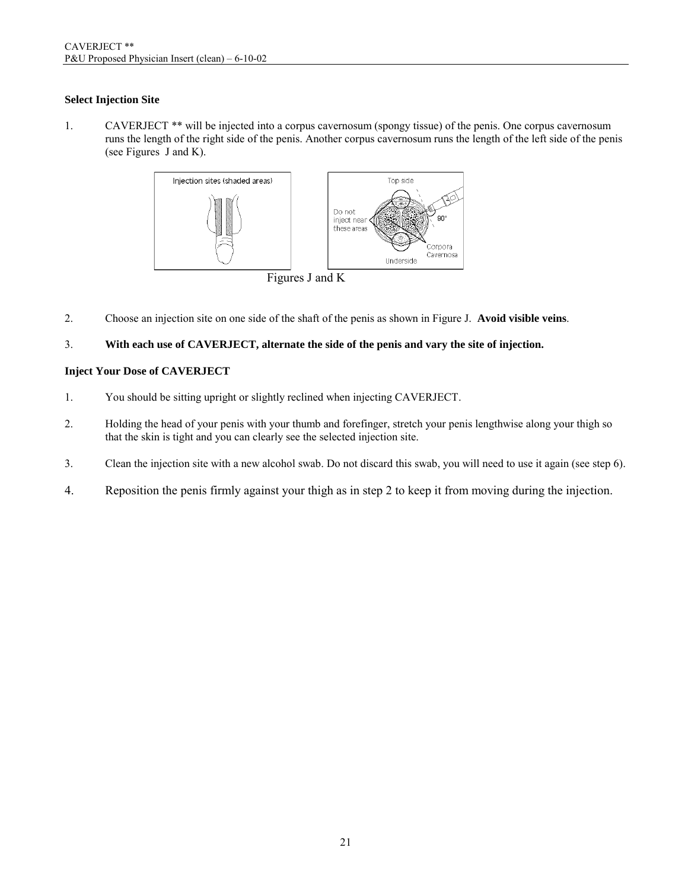**Select Injection Site**

1. CAVERJECT ** will be injected into a corpus cavernosum (spongy tissue) of the penis. One corpus cavernosum runs the length of the right side of the penis. Another corpus cavernosum runs the length of the left side of the penis (see Figures J and K).

Figures J and K

2. Choose an injection site on one side of the shaft of the penis as shown in Figure J. **Avoid visible veins**.

3. **With each use of CAVERJECT, alternate the side of the penis and vary the site of injection.**

**Inject Your Dose of CAVERJECT**

1. You should be sitting upright or slightly reclined when injecting CAVERJECT.

2. Holding the head of your penis with your thumb and forefinger, stretch your penis lengthwise along your thigh so that the skin is tight and you can clearly see the selected injection site.

3. Clean the injection site with a new alcohol swab. Do not discard this swab, you will need to use it again (see step 6).

4. Reposition the penis firmly against your thigh as in step 2 to keep it from moving during the injection.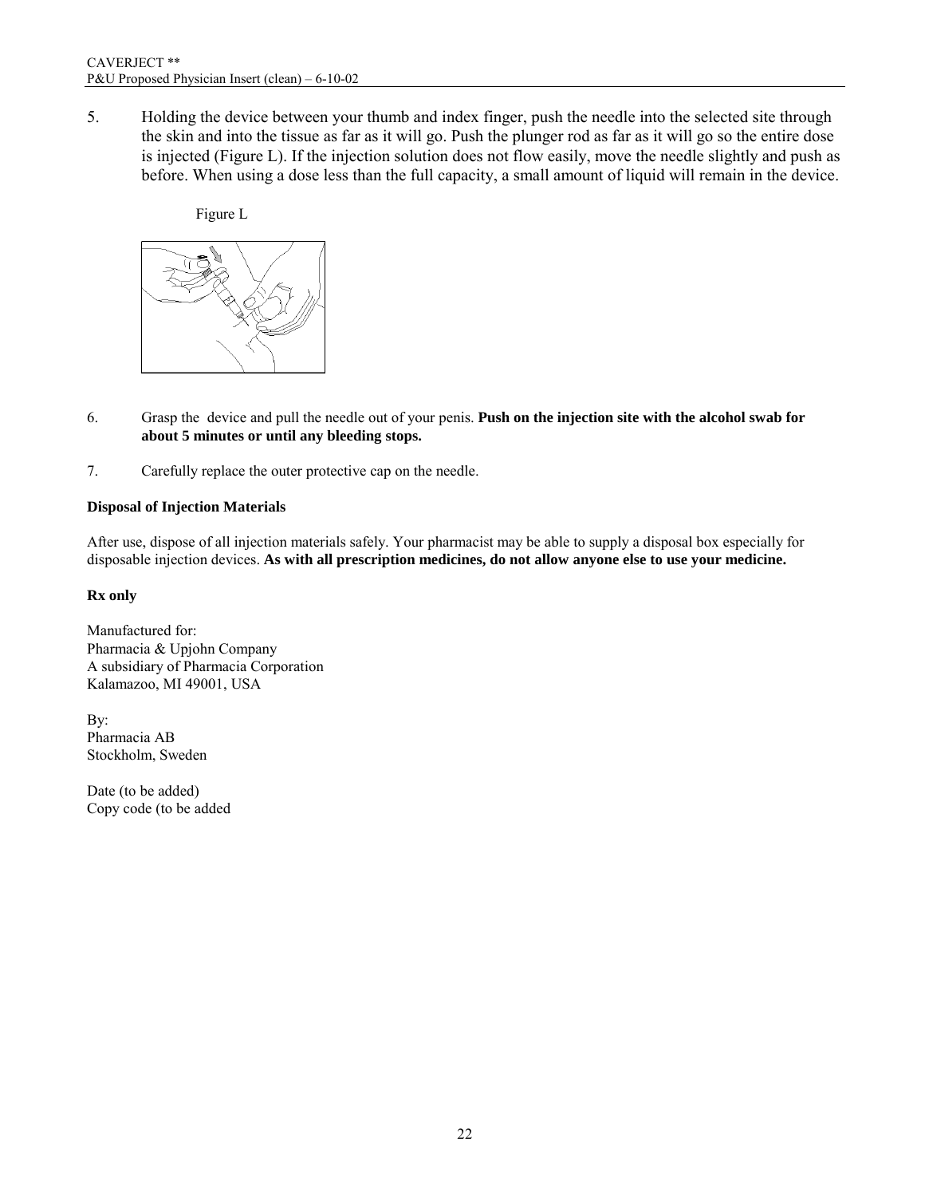5. Holding the device between your thumb and index finger, push the needle into the selected site through the skin and into the tissue as far as it will go. Push the plunger rod as far as it will go so the entire dose is injected (Figure L). If the injection solution does not flow easily, move the needle slightly and push as before. When using a dose less than the full capacity, a small amount of liquid will remain in the device.

Figure L

6. Grasp the device and pull the needle out of your penis. **Push on the injection site with the alcohol swab for about 5 minutes or until any bleeding stops.**

7. Carefully replace the outer protective cap on the needle.

**Disposal of Injection Materials**

After use, dispose of all injection materials safely. Your pharmacist may be able to supply a disposal box especially for disposable injection devices. **As with all prescription medicines, do not allow anyone else to use your medicine.**

**Rx only**

Manufactured for:
Pharmacia & Upjohn Company
A subsidiary of Pharmacia Corporation
Kalamazoo, MI 49001, USA

By:
Pharmacia AB
Stockholm, Sweden

Date (to be added)
Copy code (to be added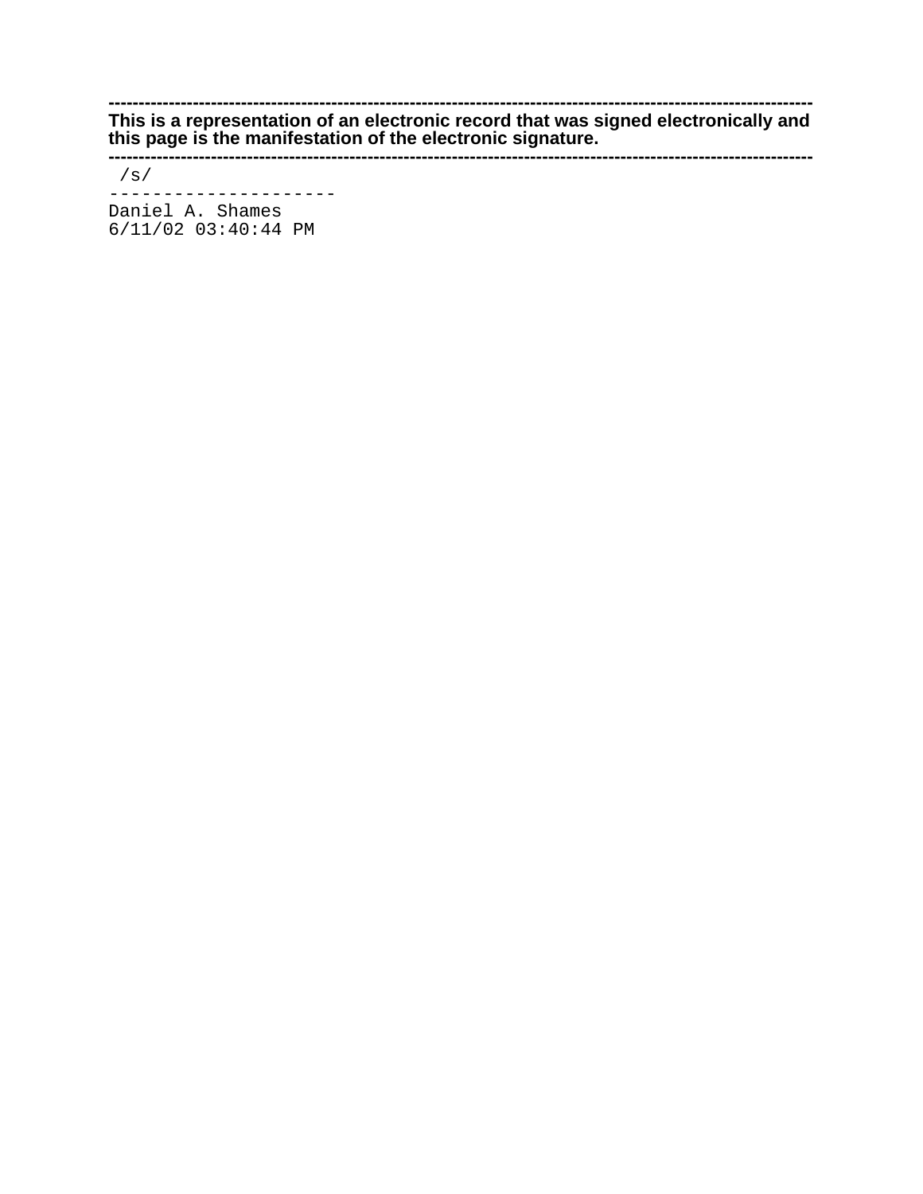---

**This is a representation of an electronic record that was signed electronically and this page is the manifestation of the electronic signature.**

---

/s/

--------------------

Daniel A. Shames
6/11/02 03:40:44 PM